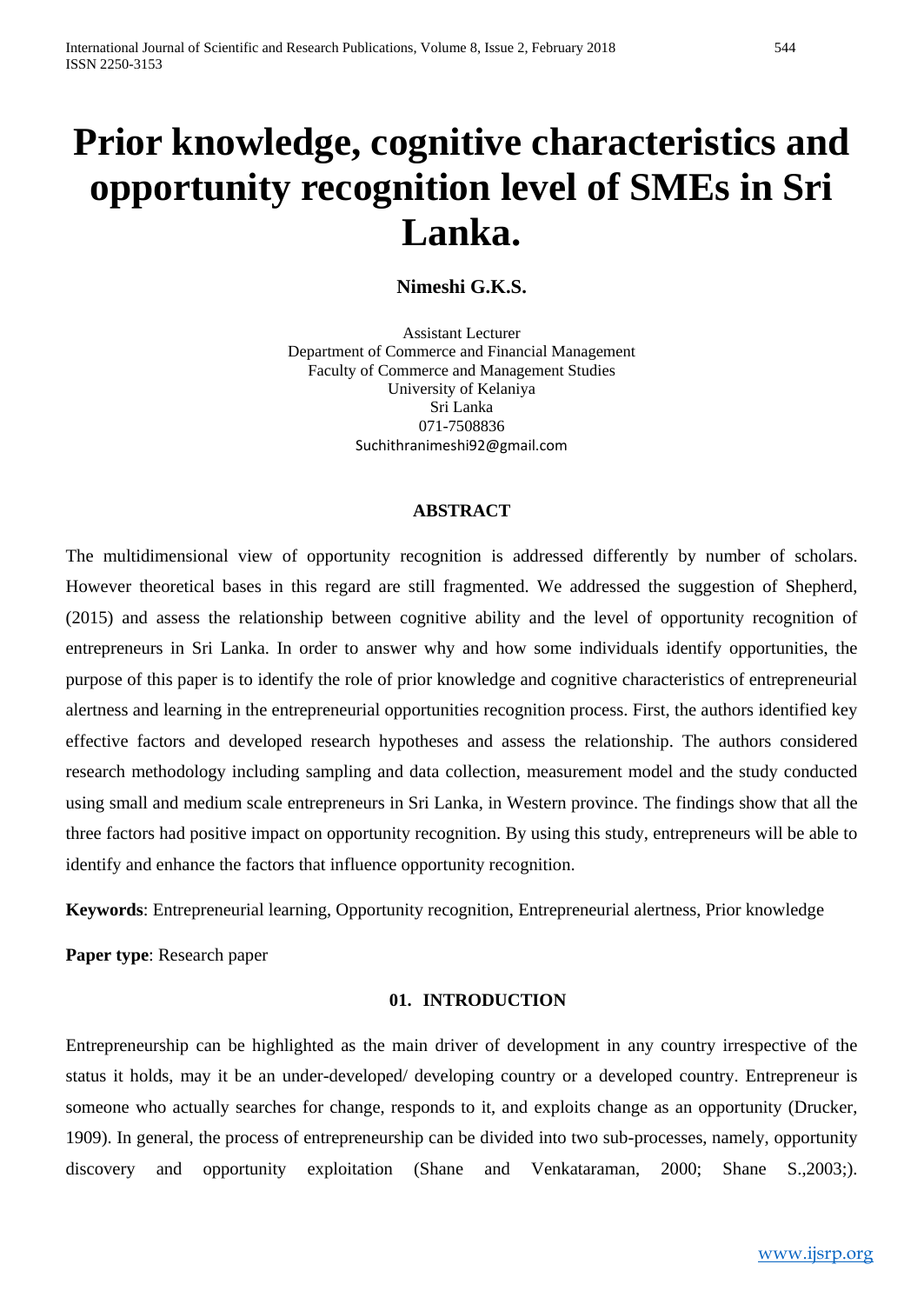# Prior knowledge, cognitive characteristics and opportunity recognition level of SMEs in Sri Lanka.

**Nimeshi G.K.S.**

Assistant Lecturer
Department of Commerce and Financial Management
Faculty of Commerce and Management Studies
University of Kelaniya
Sri Lanka
071-7508836
Suchithranimeshi92@gmail.com

## ABSTRACT

The multidimensional view of opportunity recognition is addressed differently by number of scholars. However theoretical bases in this regard are still fragmented. We addressed the suggestion of Shepherd, (2015) and assess the relationship between cognitive ability and the level of opportunity recognition of entrepreneurs in Sri Lanka. In order to answer why and how some individuals identify opportunities, the purpose of this paper is to identify the role of prior knowledge and cognitive characteristics of entrepreneurial alertness and learning in the entrepreneurial opportunities recognition process. First, the authors identified key effective factors and developed research hypotheses and assess the relationship. The authors considered research methodology including sampling and data collection, measurement model and the study conducted using small and medium scale entrepreneurs in Sri Lanka, in Western province. The findings show that all the three factors had positive impact on opportunity recognition. By using this study, entrepreneurs will be able to identify and enhance the factors that influence opportunity recognition.

**Keywords**: Entrepreneurial learning, Opportunity recognition, Entrepreneurial alertness, Prior knowledge

**Paper type**: Research paper

## 01. INTRODUCTION

Entrepreneurship can be highlighted as the main driver of development in any country irrespective of the status it holds, may it be an under-developed/ developing country or a developed country. Entrepreneur is someone who actually searches for change, responds to it, and exploits change as an opportunity (Drucker, 1909). In general, the process of entrepreneurship can be divided into two sub-processes, namely, opportunity discovery and opportunity exploitation (Shane and Venkataraman, 2000; Shane S.,2003;).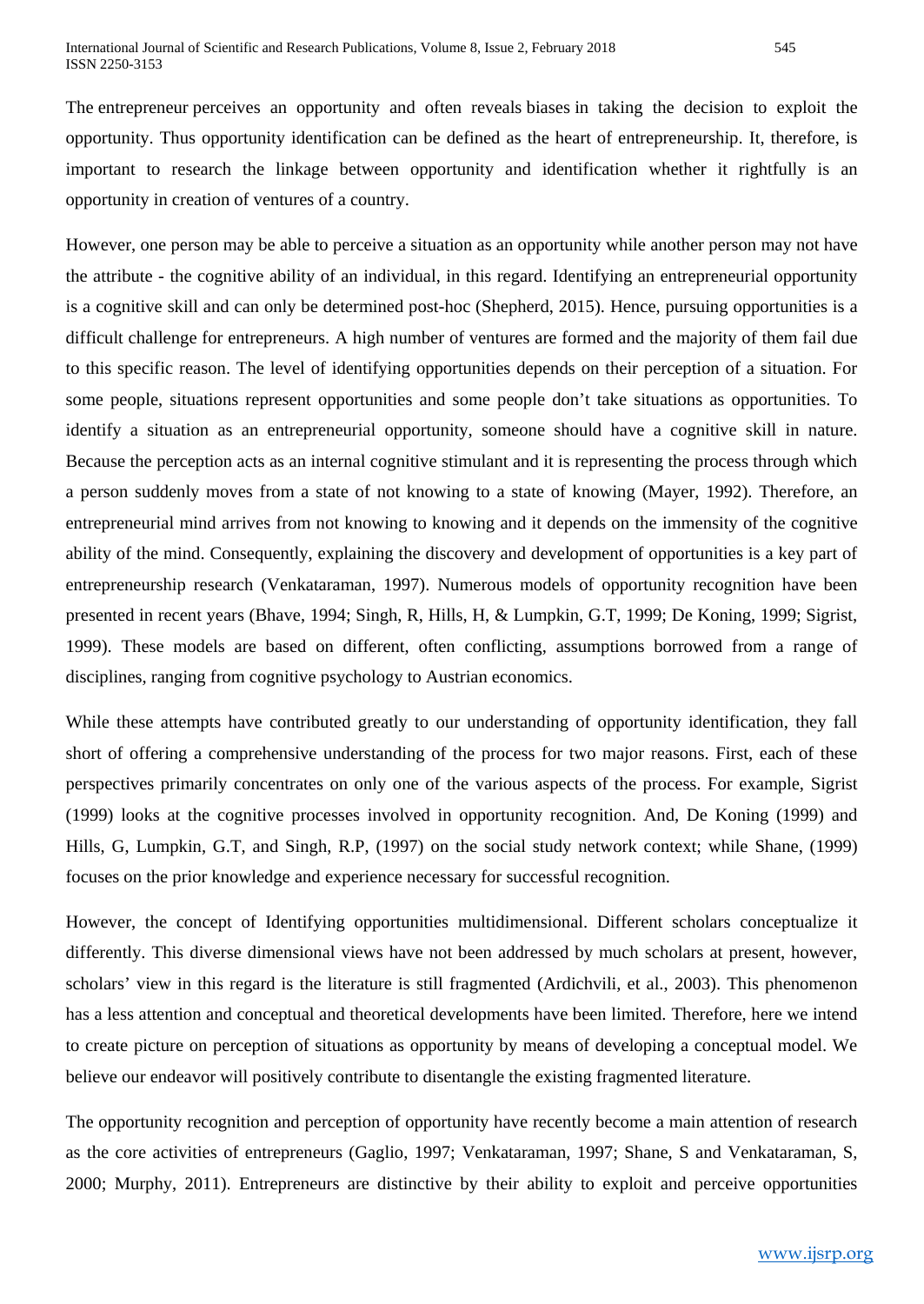The entrepreneur perceives an opportunity and often reveals biases in taking the decision to exploit the opportunity. Thus opportunity identification can be defined as the heart of entrepreneurship. It, therefore, is important to research the linkage between opportunity and identification whether it rightfully is an opportunity in creation of ventures of a country.

However, one person may be able to perceive a situation as an opportunity while another person may not have the attribute - the cognitive ability of an individual, in this regard. Identifying an entrepreneurial opportunity is a cognitive skill and can only be determined post-hoc (Shepherd, 2015). Hence, pursuing opportunities is a difficult challenge for entrepreneurs. A high number of ventures are formed and the majority of them fail due to this specific reason. The level of identifying opportunities depends on their perception of a situation. For some people, situations represent opportunities and some people don't take situations as opportunities. To identify a situation as an entrepreneurial opportunity, someone should have a cognitive skill in nature. Because the perception acts as an internal cognitive stimulant and it is representing the process through which a person suddenly moves from a state of not knowing to a state of knowing (Mayer, 1992). Therefore, an entrepreneurial mind arrives from not knowing to knowing and it depends on the immensity of the cognitive ability of the mind. Consequently, explaining the discovery and development of opportunities is a key part of entrepreneurship research (Venkataraman, 1997). Numerous models of opportunity recognition have been presented in recent years (Bhave, 1994; Singh, R, Hills, H, & Lumpkin, G.T, 1999; De Koning, 1999; Sigrist, 1999). These models are based on different, often conflicting, assumptions borrowed from a range of disciplines, ranging from cognitive psychology to Austrian economics.

While these attempts have contributed greatly to our understanding of opportunity identification, they fall short of offering a comprehensive understanding of the process for two major reasons. First, each of these perspectives primarily concentrates on only one of the various aspects of the process. For example, Sigrist (1999) looks at the cognitive processes involved in opportunity recognition. And, De Koning (1999) and Hills, G, Lumpkin, G.T, and Singh, R.P, (1997) on the social study network context; while Shane, (1999) focuses on the prior knowledge and experience necessary for successful recognition.

However, the concept of Identifying opportunities multidimensional. Different scholars conceptualize it differently. This diverse dimensional views have not been addressed by much scholars at present, however, scholars' view in this regard is the literature is still fragmented (Ardichvili, et al., 2003). This phenomenon has a less attention and conceptual and theoretical developments have been limited. Therefore, here we intend to create picture on perception of situations as opportunity by means of developing a conceptual model. We believe our endeavor will positively contribute to disentangle the existing fragmented literature.

The opportunity recognition and perception of opportunity have recently become a main attention of research as the core activities of entrepreneurs (Gaglio, 1997; Venkataraman, 1997; Shane, S and Venkataraman, S, 2000; Murphy, 2011). Entrepreneurs are distinctive by their ability to exploit and perceive opportunities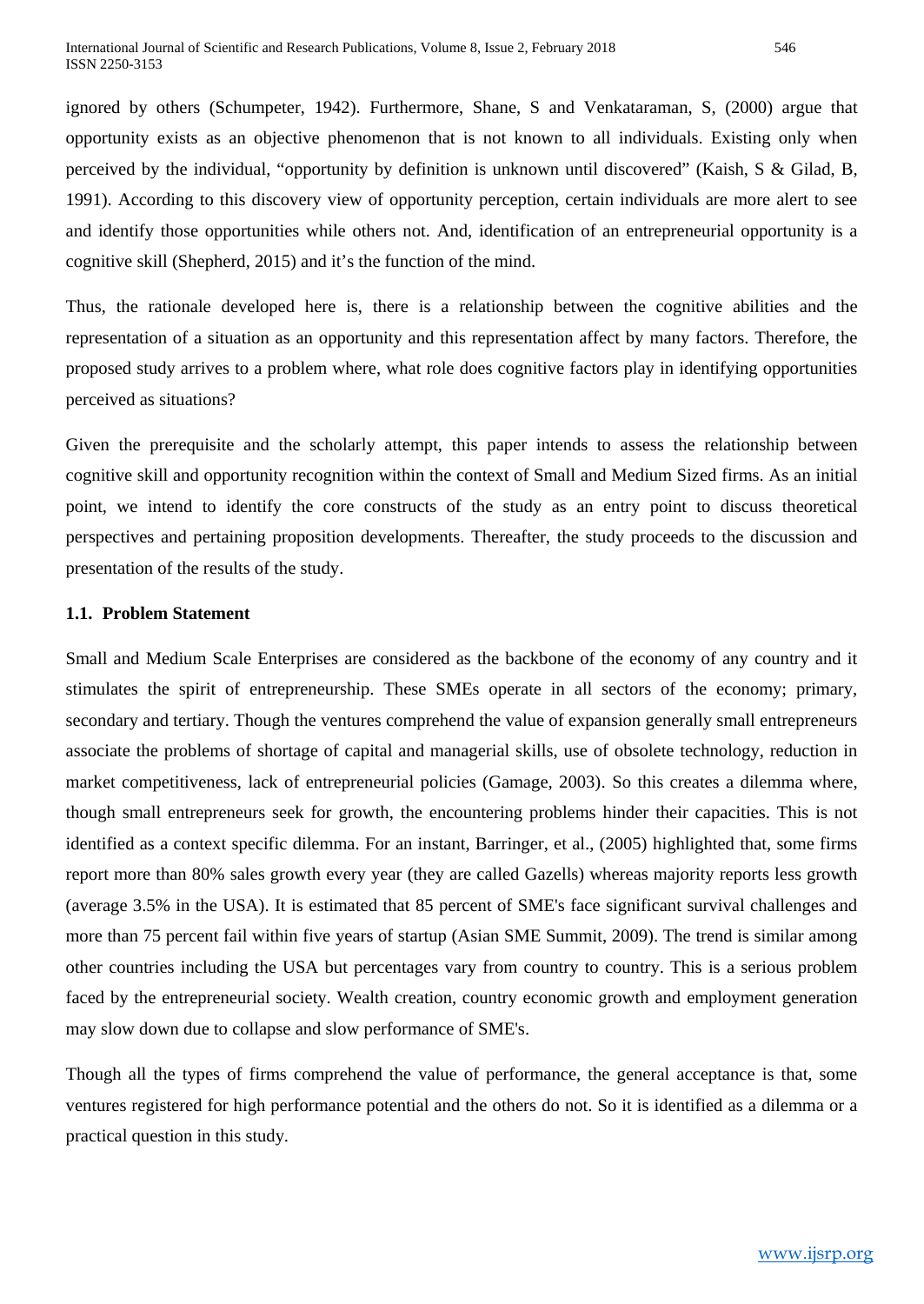ignored by others (Schumpeter, 1942). Furthermore, Shane, S and Venkataraman, S, (2000) argue that opportunity exists as an objective phenomenon that is not known to all individuals. Existing only when perceived by the individual, "opportunity by definition is unknown until discovered" (Kaish, S & Gilad, B, 1991). According to this discovery view of opportunity perception, certain individuals are more alert to see and identify those opportunities while others not. And, identification of an entrepreneurial opportunity is a cognitive skill (Shepherd, 2015) and it's the function of the mind.

Thus, the rationale developed here is, there is a relationship between the cognitive abilities and the representation of a situation as an opportunity and this representation affect by many factors. Therefore, the proposed study arrives to a problem where, what role does cognitive factors play in identifying opportunities perceived as situations?

Given the prerequisite and the scholarly attempt, this paper intends to assess the relationship between cognitive skill and opportunity recognition within the context of Small and Medium Sized firms. As an initial point, we intend to identify the core constructs of the study as an entry point to discuss theoretical perspectives and pertaining proposition developments. Thereafter, the study proceeds to the discussion and presentation of the results of the study.

### 1.1. Problem Statement

Small and Medium Scale Enterprises are considered as the backbone of the economy of any country and it stimulates the spirit of entrepreneurship. These SMEs operate in all sectors of the economy; primary, secondary and tertiary. Though the ventures comprehend the value of expansion generally small entrepreneurs associate the problems of shortage of capital and managerial skills, use of obsolete technology, reduction in market competitiveness, lack of entrepreneurial policies (Gamage, 2003). So this creates a dilemma where, though small entrepreneurs seek for growth, the encountering problems hinder their capacities. This is not identified as a context specific dilemma. For an instant, Barringer, et al., (2005) highlighted that, some firms report more than 80% sales growth every year (they are called Gazells) whereas majority reports less growth (average 3.5% in the USA). It is estimated that 85 percent of SME's face significant survival challenges and more than 75 percent fail within five years of startup (Asian SME Summit, 2009). The trend is similar among other countries including the USA but percentages vary from country to country. This is a serious problem faced by the entrepreneurial society. Wealth creation, country economic growth and employment generation may slow down due to collapse and slow performance of SME's.

Though all the types of firms comprehend the value of performance, the general acceptance is that, some ventures registered for high performance potential and the others do not. So it is identified as a dilemma or a practical question in this study.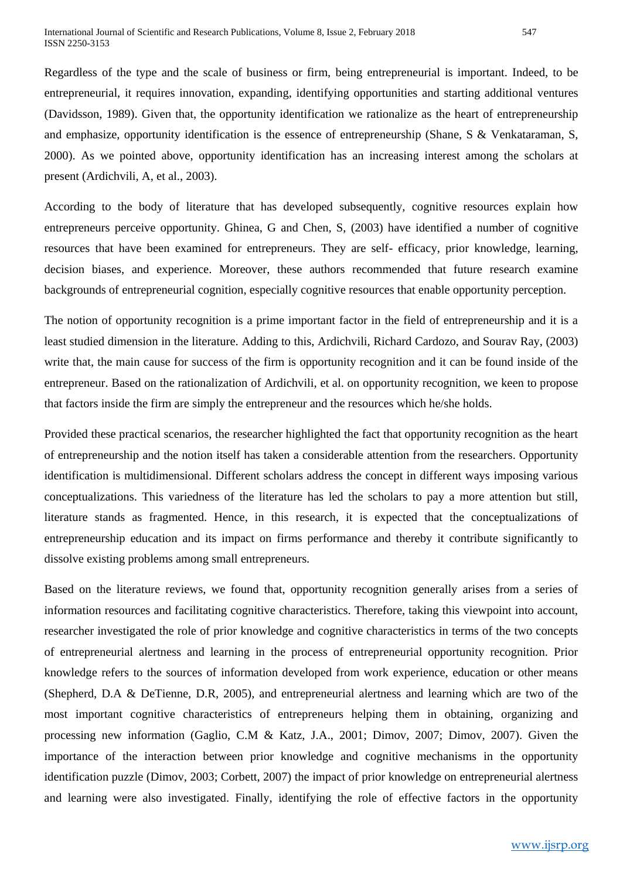Regardless of the type and the scale of business or firm, being entrepreneurial is important. Indeed, to be entrepreneurial, it requires innovation, expanding, identifying opportunities and starting additional ventures (Davidsson, 1989). Given that, the opportunity identification we rationalize as the heart of entrepreneurship and emphasize, opportunity identification is the essence of entrepreneurship (Shane, S & Venkataraman, S, 2000). As we pointed above, opportunity identification has an increasing interest among the scholars at present (Ardichvili, A, et al., 2003).

According to the body of literature that has developed subsequently, cognitive resources explain how entrepreneurs perceive opportunity. Ghinea, G and Chen, S, (2003) have identified a number of cognitive resources that have been examined for entrepreneurs. They are self- efficacy, prior knowledge, learning, decision biases, and experience. Moreover, these authors recommended that future research examine backgrounds of entrepreneurial cognition, especially cognitive resources that enable opportunity perception.

The notion of opportunity recognition is a prime important factor in the field of entrepreneurship and it is a least studied dimension in the literature. Adding to this, Ardichvili, Richard Cardozo, and Sourav Ray, (2003) write that, the main cause for success of the firm is opportunity recognition and it can be found inside of the entrepreneur. Based on the rationalization of Ardichvili, et al. on opportunity recognition, we keen to propose that factors inside the firm are simply the entrepreneur and the resources which he/she holds.

Provided these practical scenarios, the researcher highlighted the fact that opportunity recognition as the heart of entrepreneurship and the notion itself has taken a considerable attention from the researchers. Opportunity identification is multidimensional. Different scholars address the concept in different ways imposing various conceptualizations. This variedness of the literature has led the scholars to pay a more attention but still, literature stands as fragmented. Hence, in this research, it is expected that the conceptualizations of entrepreneurship education and its impact on firms performance and thereby it contribute significantly to dissolve existing problems among small entrepreneurs.

Based on the literature reviews, we found that, opportunity recognition generally arises from a series of information resources and facilitating cognitive characteristics. Therefore, taking this viewpoint into account, researcher investigated the role of prior knowledge and cognitive characteristics in terms of the two concepts of entrepreneurial alertness and learning in the process of entrepreneurial opportunity recognition. Prior knowledge refers to the sources of information developed from work experience, education or other means (Shepherd, D.A & DeTienne, D.R, 2005), and entrepreneurial alertness and learning which are two of the most important cognitive characteristics of entrepreneurs helping them in obtaining, organizing and processing new information (Gaglio, C.M & Katz, J.A., 2001; Dimov, 2007; Dimov, 2007). Given the importance of the interaction between prior knowledge and cognitive mechanisms in the opportunity identification puzzle (Dimov, 2003; Corbett, 2007) the impact of prior knowledge on entrepreneurial alertness and learning were also investigated. Finally, identifying the role of effective factors in the opportunity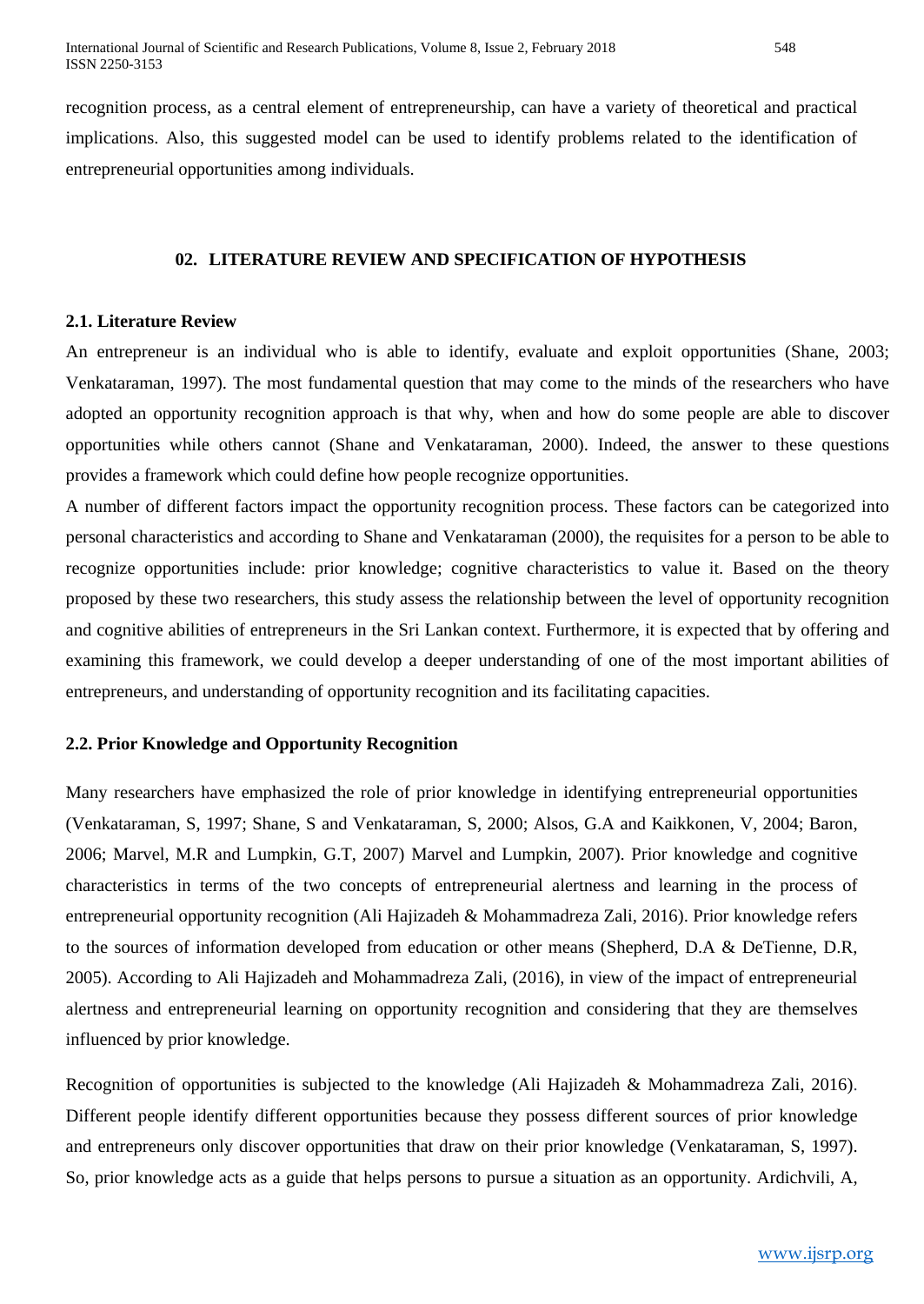recognition process, as a central element of entrepreneurship, can have a variety of theoretical and practical implications. Also, this suggested model can be used to identify problems related to the identification of entrepreneurial opportunities among individuals.

## 02. LITERATURE REVIEW AND SPECIFICATION OF HYPOTHESIS

### 2.1. Literature Review

An entrepreneur is an individual who is able to identify, evaluate and exploit opportunities (Shane, 2003; Venkataraman, 1997). The most fundamental question that may come to the minds of the researchers who have adopted an opportunity recognition approach is that why, when and how do some people are able to discover opportunities while others cannot (Shane and Venkataraman, 2000). Indeed, the answer to these questions provides a framework which could define how people recognize opportunities.

A number of different factors impact the opportunity recognition process. These factors can be categorized into personal characteristics and according to Shane and Venkataraman (2000), the requisites for a person to be able to recognize opportunities include: prior knowledge; cognitive characteristics to value it. Based on the theory proposed by these two researchers, this study assess the relationship between the level of opportunity recognition and cognitive abilities of entrepreneurs in the Sri Lankan context. Furthermore, it is expected that by offering and examining this framework, we could develop a deeper understanding of one of the most important abilities of entrepreneurs, and understanding of opportunity recognition and its facilitating capacities.

### 2.2. Prior Knowledge and Opportunity Recognition

Many researchers have emphasized the role of prior knowledge in identifying entrepreneurial opportunities (Venkataraman, S, 1997; Shane, S and Venkataraman, S, 2000; Alsos, G.A and Kaikkonen, V, 2004; Baron, 2006; Marvel, M.R and Lumpkin, G.T, 2007) Marvel and Lumpkin, 2007). Prior knowledge and cognitive characteristics in terms of the two concepts of entrepreneurial alertness and learning in the process of entrepreneurial opportunity recognition (Ali Hajizadeh & Mohammadreza Zali, 2016). Prior knowledge refers to the sources of information developed from education or other means (Shepherd, D.A & DeTienne, D.R, 2005). According to Ali Hajizadeh and Mohammadreza Zali, (2016), in view of the impact of entrepreneurial alertness and entrepreneurial learning on opportunity recognition and considering that they are themselves influenced by prior knowledge.

Recognition of opportunities is subjected to the knowledge (Ali Hajizadeh & Mohammadreza Zali, 2016). Different people identify different opportunities because they possess different sources of prior knowledge and entrepreneurs only discover opportunities that draw on their prior knowledge (Venkataraman, S, 1997). So, prior knowledge acts as a guide that helps persons to pursue a situation as an opportunity. Ardichvili, A,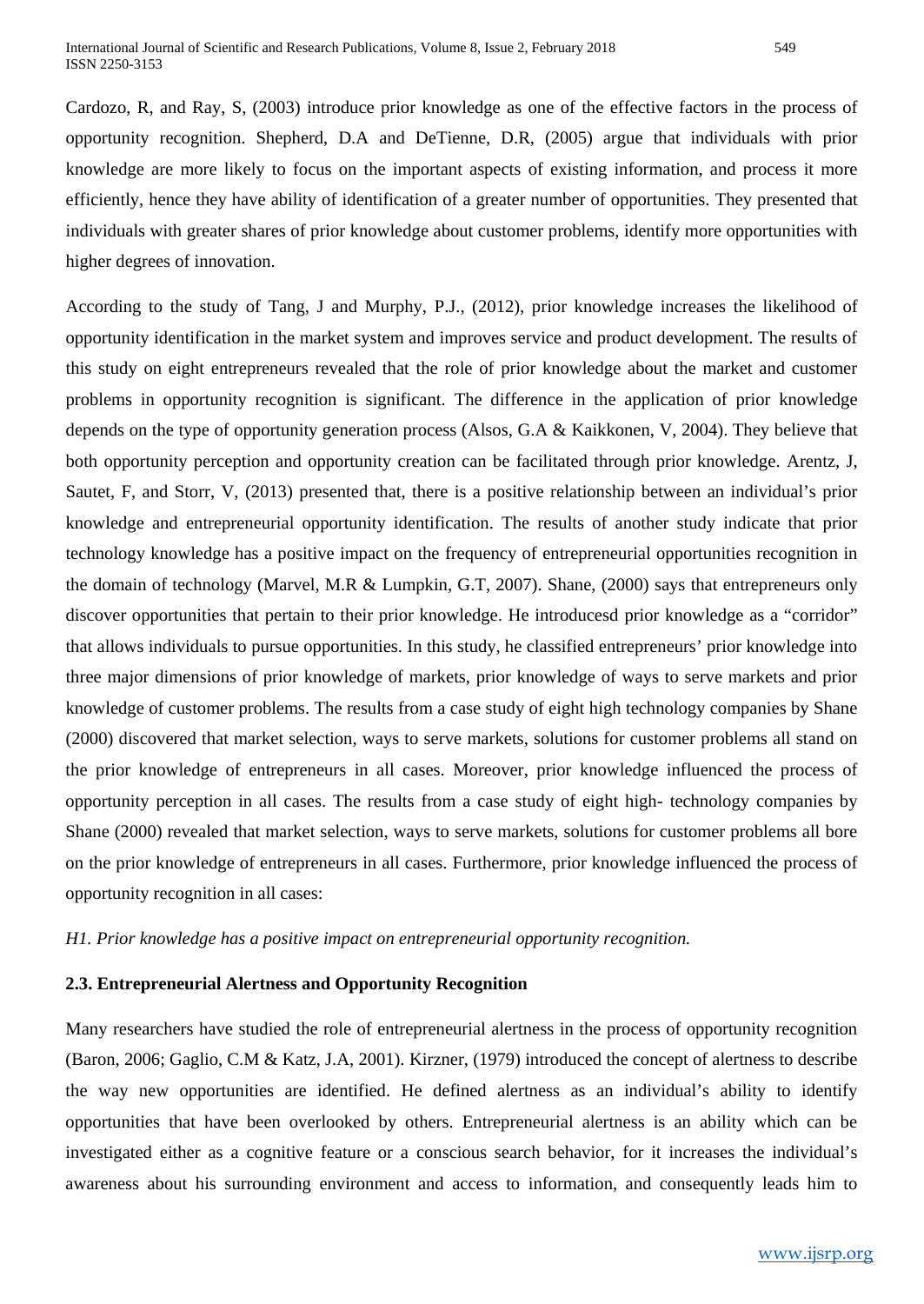Cardozo, R, and Ray, S, (2003) introduce prior knowledge as one of the effective factors in the process of opportunity recognition. Shepherd, D.A and DeTienne, D.R, (2005) argue that individuals with prior knowledge are more likely to focus on the important aspects of existing information, and process it more efficiently, hence they have ability of identification of a greater number of opportunities. They presented that individuals with greater shares of prior knowledge about customer problems, identify more opportunities with higher degrees of innovation.

According to the study of Tang, J and Murphy, P.J., (2012), prior knowledge increases the likelihood of opportunity identification in the market system and improves service and product development. The results of this study on eight entrepreneurs revealed that the role of prior knowledge about the market and customer problems in opportunity recognition is significant. The difference in the application of prior knowledge depends on the type of opportunity generation process (Alsos, G.A & Kaikkonen, V, 2004). They believe that both opportunity perception and opportunity creation can be facilitated through prior knowledge. Arentz, J, Sautet, F, and Storr, V, (2013) presented that, there is a positive relationship between an individual's prior knowledge and entrepreneurial opportunity identification. The results of another study indicate that prior technology knowledge has a positive impact on the frequency of entrepreneurial opportunities recognition in the domain of technology (Marvel, M.R & Lumpkin, G.T, 2007). Shane, (2000) says that entrepreneurs only discover opportunities that pertain to their prior knowledge. He introducesd prior knowledge as a "corridor" that allows individuals to pursue opportunities. In this study, he classified entrepreneurs' prior knowledge into three major dimensions of prior knowledge of markets, prior knowledge of ways to serve markets and prior knowledge of customer problems. The results from a case study of eight high technology companies by Shane (2000) discovered that market selection, ways to serve markets, solutions for customer problems all stand on the prior knowledge of entrepreneurs in all cases. Moreover, prior knowledge influenced the process of opportunity perception in all cases. The results from a case study of eight high- technology companies by Shane (2000) revealed that market selection, ways to serve markets, solutions for customer problems all bore on the prior knowledge of entrepreneurs in all cases. Furthermore, prior knowledge influenced the process of opportunity recognition in all cases:

*H1. Prior knowledge has a positive impact on entrepreneurial opportunity recognition.*

### 2.3. Entrepreneurial Alertness and Opportunity Recognition

Many researchers have studied the role of entrepreneurial alertness in the process of opportunity recognition (Baron, 2006; Gaglio, C.M & Katz, J.A, 2001). Kirzner, (1979) introduced the concept of alertness to describe the way new opportunities are identified. He defined alertness as an individual's ability to identify opportunities that have been overlooked by others. Entrepreneurial alertness is an ability which can be investigated either as a cognitive feature or a conscious search behavior, for it increases the individual's awareness about his surrounding environment and access to information, and consequently leads him to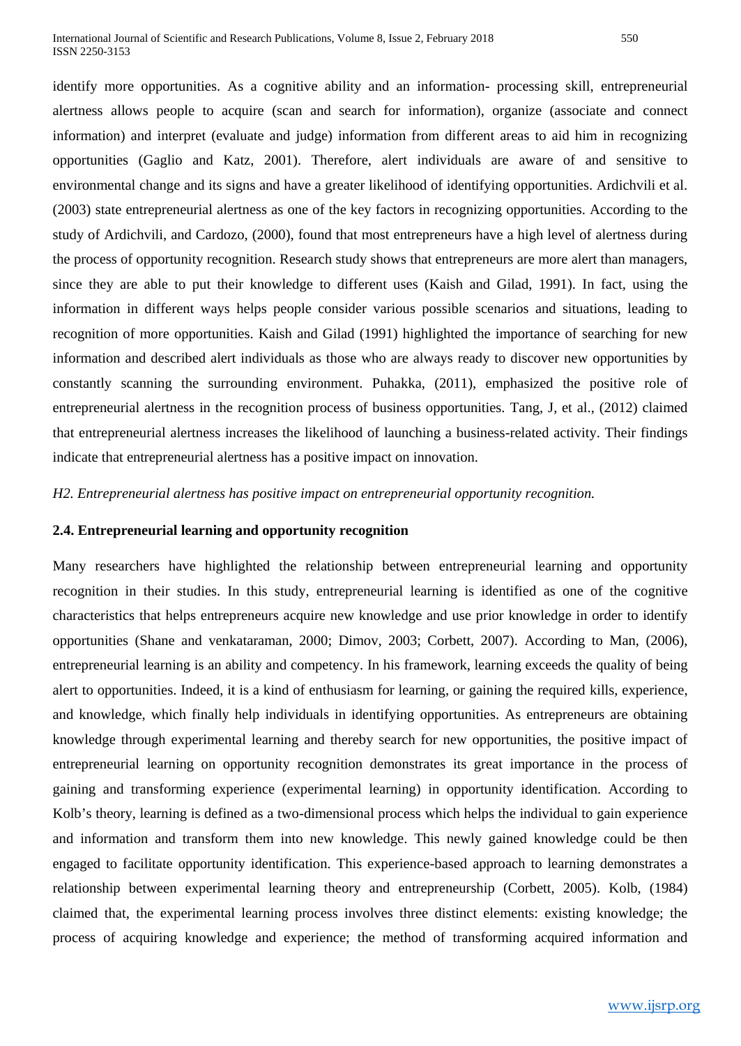identify more opportunities. As a cognitive ability and an information- processing skill, entrepreneurial alertness allows people to acquire (scan and search for information), organize (associate and connect information) and interpret (evaluate and judge) information from different areas to aid him in recognizing opportunities (Gaglio and Katz, 2001). Therefore, alert individuals are aware of and sensitive to environmental change and its signs and have a greater likelihood of identifying opportunities. Ardichvili et al. (2003) state entrepreneurial alertness as one of the key factors in recognizing opportunities. According to the study of Ardichvili, and Cardozo, (2000), found that most entrepreneurs have a high level of alertness during the process of opportunity recognition. Research study shows that entrepreneurs are more alert than managers, since they are able to put their knowledge to different uses (Kaish and Gilad, 1991). In fact, using the information in different ways helps people consider various possible scenarios and situations, leading to recognition of more opportunities. Kaish and Gilad (1991) highlighted the importance of searching for new information and described alert individuals as those who are always ready to discover new opportunities by constantly scanning the surrounding environment. Puhakka, (2011), emphasized the positive role of entrepreneurial alertness in the recognition process of business opportunities. Tang, J, et al., (2012) claimed that entrepreneurial alertness increases the likelihood of launching a business-related activity. Their findings indicate that entrepreneurial alertness has a positive impact on innovation.

*H2. Entrepreneurial alertness has positive impact on entrepreneurial opportunity recognition.*

### 2.4. Entrepreneurial learning and opportunity recognition

Many researchers have highlighted the relationship between entrepreneurial learning and opportunity recognition in their studies. In this study, entrepreneurial learning is identified as one of the cognitive characteristics that helps entrepreneurs acquire new knowledge and use prior knowledge in order to identify opportunities (Shane and venkataraman, 2000; Dimov, 2003; Corbett, 2007). According to Man, (2006), entrepreneurial learning is an ability and competency. In his framework, learning exceeds the quality of being alert to opportunities. Indeed, it is a kind of enthusiasm for learning, or gaining the required kills, experience, and knowledge, which finally help individuals in identifying opportunities. As entrepreneurs are obtaining knowledge through experimental learning and thereby search for new opportunities, the positive impact of entrepreneurial learning on opportunity recognition demonstrates its great importance in the process of gaining and transforming experience (experimental learning) in opportunity identification. According to Kolb's theory, learning is defined as a two-dimensional process which helps the individual to gain experience and information and transform them into new knowledge. This newly gained knowledge could be then engaged to facilitate opportunity identification. This experience-based approach to learning demonstrates a relationship between experimental learning theory and entrepreneurship (Corbett, 2005). Kolb, (1984) claimed that, the experimental learning process involves three distinct elements: existing knowledge; the process of acquiring knowledge and experience; the method of transforming acquired information and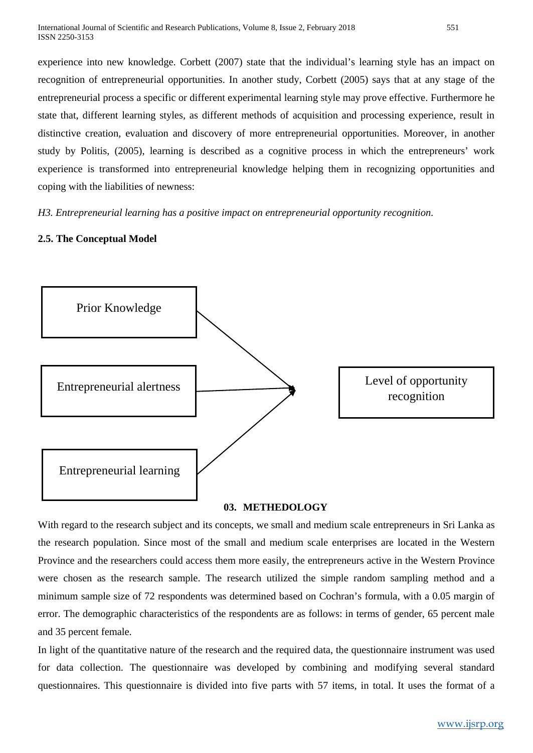experience into new knowledge. Corbett (2007) state that the individual's learning style has an impact on recognition of entrepreneurial opportunities. In another study, Corbett (2005) says that at any stage of the entrepreneurial process a specific or different experimental learning style may prove effective. Furthermore he state that, different learning styles, as different methods of acquisition and processing experience, result in distinctive creation, evaluation and discovery of more entrepreneurial opportunities. Moreover, in another study by Politis, (2005), learning is described as a cognitive process in which the entrepreneurs' work experience is transformed into entrepreneurial knowledge helping them in recognizing opportunities and coping with the liabilities of newness:

*H3. Entrepreneurial learning has a positive impact on entrepreneurial opportunity recognition.*

### 2.5. The Conceptual Model

Prior Knowledge

Entrepreneurial alertness

Entrepreneurial learning

Level of opportunity recognition

## 03. METHEDOLOGY

With regard to the research subject and its concepts, we small and medium scale entrepreneurs in Sri Lanka as the research population. Since most of the small and medium scale enterprises are located in the Western Province and the researchers could access them more easily, the entrepreneurs active in the Western Province were chosen as the research sample. The research utilized the simple random sampling method and a minimum sample size of 72 respondents was determined based on Cochran's formula, with a 0.05 margin of error. The demographic characteristics of the respondents are as follows: in terms of gender, 65 percent male and 35 percent female.

In light of the quantitative nature of the research and the required data, the questionnaire instrument was used for data collection. The questionnaire was developed by combining and modifying several standard questionnaires. This questionnaire is divided into five parts with 57 items, in total. It uses the format of a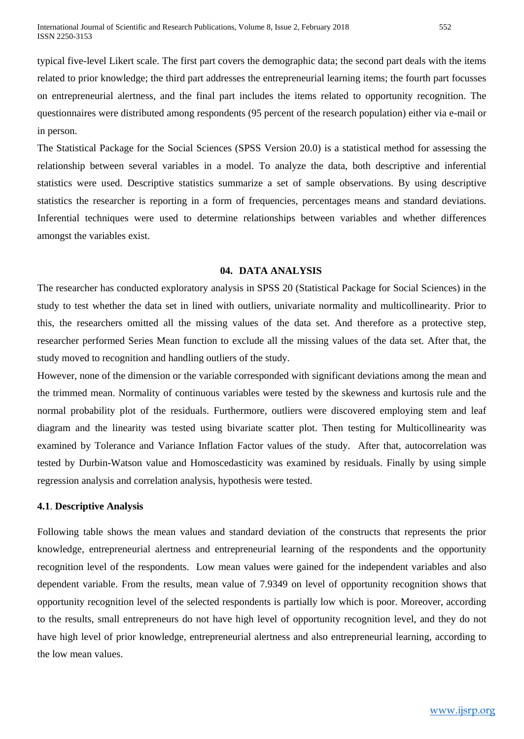typical five-level Likert scale. The first part covers the demographic data; the second part deals with the items related to prior knowledge; the third part addresses the entrepreneurial learning items; the fourth part focusses on entrepreneurial alertness, and the final part includes the items related to opportunity recognition. The questionnaires were distributed among respondents (95 percent of the research population) either via e-mail or in person.

The Statistical Package for the Social Sciences (SPSS Version 20.0) is a statistical method for assessing the relationship between several variables in a model. To analyze the data, both descriptive and inferential statistics were used. Descriptive statistics summarize a set of sample observations. By using descriptive statistics the researcher is reporting in a form of frequencies, percentages means and standard deviations. Inferential techniques were used to determine relationships between variables and whether differences amongst the variables exist.

## 04. DATA ANALYSIS

The researcher has conducted exploratory analysis in SPSS 20 (Statistical Package for Social Sciences) in the study to test whether the data set in lined with outliers, univariate normality and multicollinearity. Prior to this, the researchers omitted all the missing values of the data set. And therefore as a protective step, researcher performed Series Mean function to exclude all the missing values of the data set. After that, the study moved to recognition and handling outliers of the study.

However, none of the dimension or the variable corresponded with significant deviations among the mean and the trimmed mean. Normality of continuous variables were tested by the skewness and kurtosis rule and the normal probability plot of the residuals. Furthermore, outliers were discovered employing stem and leaf diagram and the linearity was tested using bivariate scatter plot. Then testing for Multicollinearity was examined by Tolerance and Variance Inflation Factor values of the study. After that, autocorrelation was tested by Durbin-Watson value and Homoscedasticity was examined by residuals. Finally by using simple regression analysis and correlation analysis, hypothesis were tested.

### 4.1. Descriptive Analysis

Following table shows the mean values and standard deviation of the constructs that represents the prior knowledge, entrepreneurial alertness and entrepreneurial learning of the respondents and the opportunity recognition level of the respondents. Low mean values were gained for the independent variables and also dependent variable. From the results, mean value of 7.9349 on level of opportunity recognition shows that opportunity recognition level of the selected respondents is partially low which is poor. Moreover, according to the results, small entrepreneurs do not have high level of opportunity recognition level, and they do not have high level of prior knowledge, entrepreneurial alertness and also entrepreneurial learning, according to the low mean values.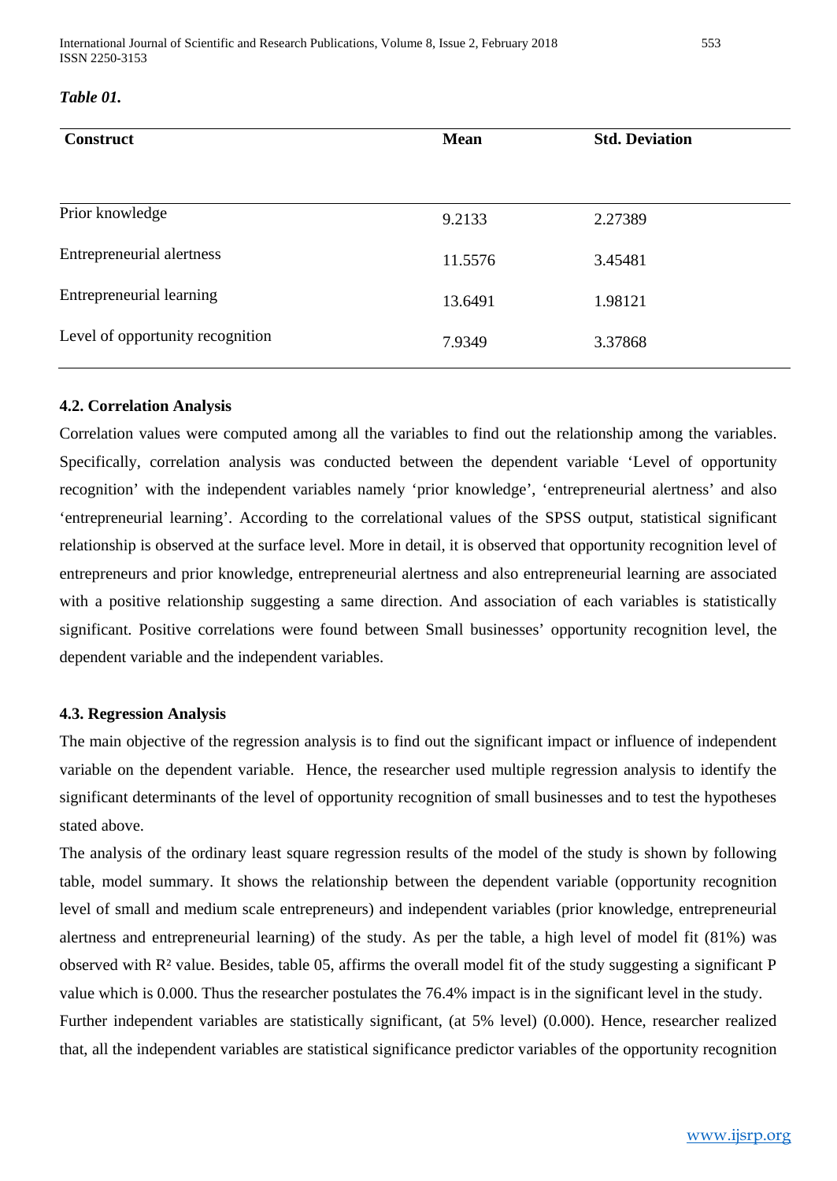*Table 01.*

| Construct | Mean | Std. Deviation |
|---|---|---|
| Prior knowledge | 9.2133 | 2.27389 |
| Entrepreneurial alertness | 11.5576 | 3.45481 |
| Entrepreneurial learning | 13.6491 | 1.98121 |
| Level of opportunity recognition | 7.9349 | 3.37868 |

### 4.2. Correlation Analysis

Correlation values were computed among all the variables to find out the relationship among the variables. Specifically, correlation analysis was conducted between the dependent variable 'Level of opportunity recognition' with the independent variables namely 'prior knowledge', 'entrepreneurial alertness' and also 'entrepreneurial learning'. According to the correlational values of the SPSS output, statistical significant relationship is observed at the surface level. More in detail, it is observed that opportunity recognition level of entrepreneurs and prior knowledge, entrepreneurial alertness and also entrepreneurial learning are associated with a positive relationship suggesting a same direction. And association of each variables is statistically significant. Positive correlations were found between Small businesses' opportunity recognition level, the dependent variable and the independent variables.

### 4.3. Regression Analysis

The main objective of the regression analysis is to find out the significant impact or influence of independent variable on the dependent variable. Hence, the researcher used multiple regression analysis to identify the significant determinants of the level of opportunity recognition of small businesses and to test the hypotheses stated above.

The analysis of the ordinary least square regression results of the model of the study is shown by following table, model summary. It shows the relationship between the dependent variable (opportunity recognition level of small and medium scale entrepreneurs) and independent variables (prior knowledge, entrepreneurial alertness and entrepreneurial learning) of the study. As per the table, a high level of model fit (81%) was observed with $R^2$ value. Besides, table 05, affirms the overall model fit of the study suggesting a significant P value which is 0.000. Thus the researcher postulates the 76.4% impact is in the significant level in the study.

Further independent variables are statistically significant, (at 5% level) (0.000). Hence, researcher realized that, all the independent variables are statistical significance predictor variables of the opportunity recognition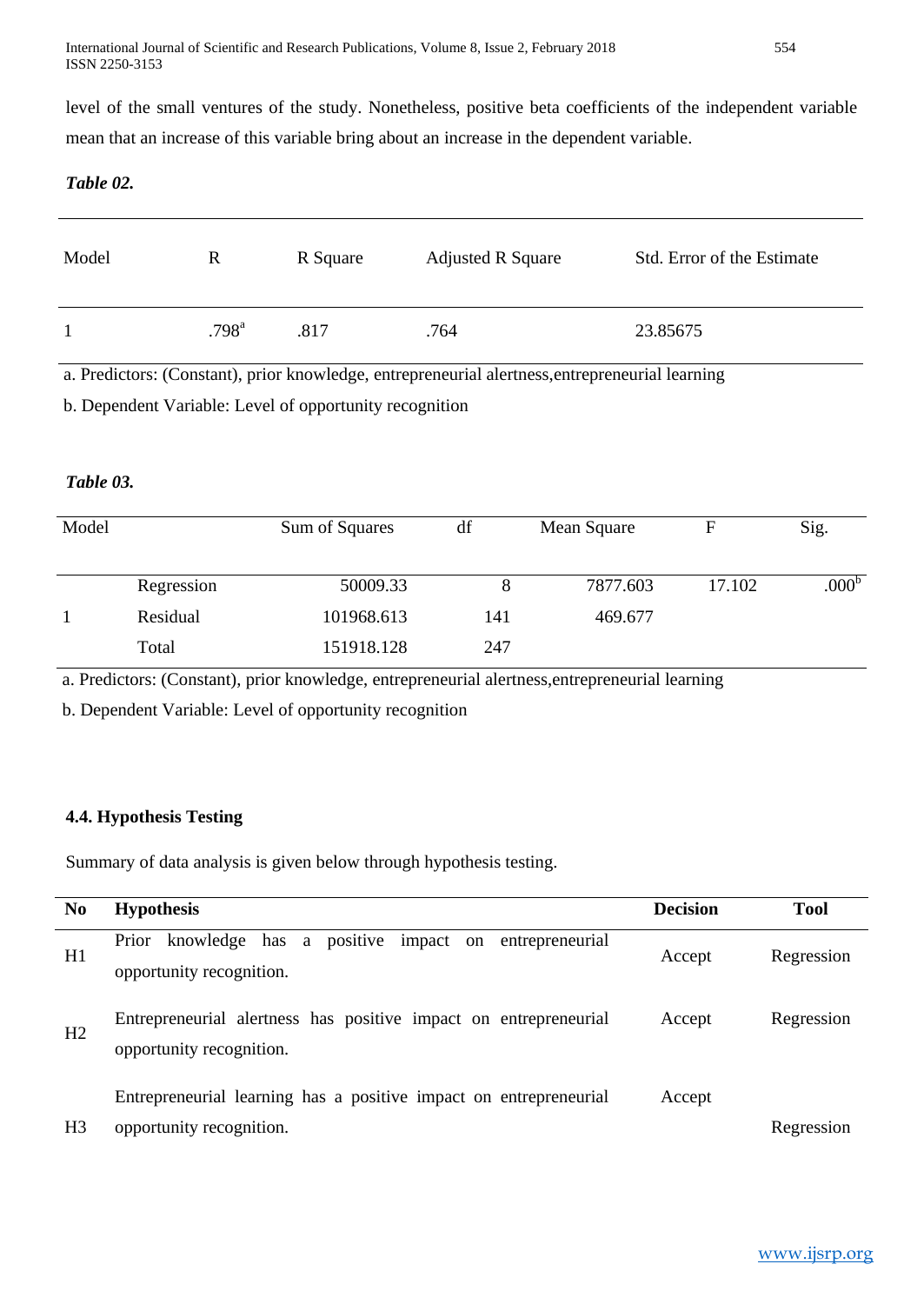level of the small ventures of the study. Nonetheless, positive beta coefficients of the independent variable mean that an increase of this variable bring about an increase in the dependent variable.

***Table 02.***

| Model | R | R Square | Adjusted R Square | Std. Error of the Estimate |
|---|---|---|---|---|
| 1 | .798[a] | .817 | .764 | 23.85675 |

a. Predictors: (Constant), prior knowledge, entrepreneurial alertness,entrepreneurial learning

b. Dependent Variable: Level of opportunity recognition

***Table 03.***

| Model | | Sum of Squares | df | Mean Square | F | Sig. |
|---|---|---|---|---|---|---|
| | Regression | 50009.33 | 8 | 7877.603 | 17.102 | .000[b] |
| 1 | Residual | 101968.613 | 141 | 469.677 | | |
| | Total | 151918.128 | 247 | | | |

a. Predictors: (Constant), prior knowledge, entrepreneurial alertness,entrepreneurial learning

b. Dependent Variable: Level of opportunity recognition

**4.4. Hypothesis Testing**

Summary of data analysis is given below through hypothesis testing.

| No | Hypothesis | Decision | Tool |
|---|---|---|---|
| H1 | Prior knowledge has a positive impact on entrepreneurial opportunity recognition. | Accept | Regression |
| H2 | Entrepreneurial alertness has positive impact on entrepreneurial opportunity recognition. | Accept | Regression |
| H3 | Entrepreneurial learning has a positive impact on entrepreneurial opportunity recognition. | Accept | Regression |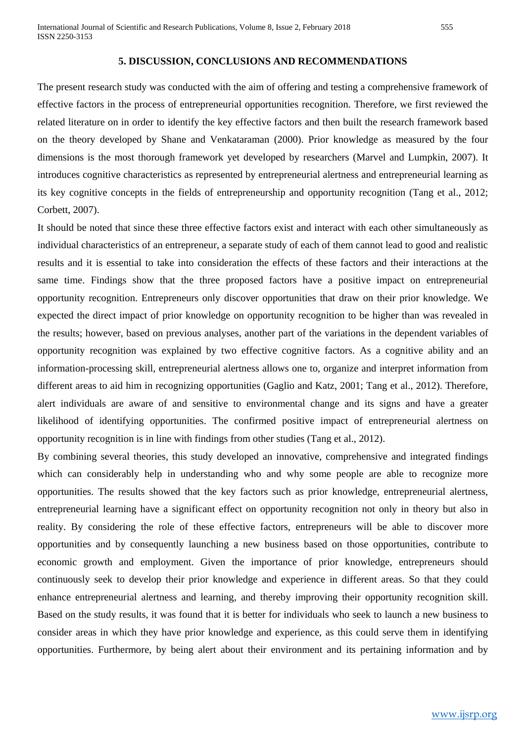## 5. DISCUSSION, CONCLUSIONS AND RECOMMENDATIONS

The present research study was conducted with the aim of offering and testing a comprehensive framework of effective factors in the process of entrepreneurial opportunities recognition. Therefore, we first reviewed the related literature on in order to identify the key effective factors and then built the research framework based on the theory developed by Shane and Venkataraman (2000). Prior knowledge as measured by the four dimensions is the most thorough framework yet developed by researchers (Marvel and Lumpkin, 2007). It introduces cognitive characteristics as represented by entrepreneurial alertness and entrepreneurial learning as its key cognitive concepts in the fields of entrepreneurship and opportunity recognition (Tang et al., 2012; Corbett, 2007).

It should be noted that since these three effective factors exist and interact with each other simultaneously as individual characteristics of an entrepreneur, a separate study of each of them cannot lead to good and realistic results and it is essential to take into consideration the effects of these factors and their interactions at the same time. Findings show that the three proposed factors have a positive impact on entrepreneurial opportunity recognition. Entrepreneurs only discover opportunities that draw on their prior knowledge. We expected the direct impact of prior knowledge on opportunity recognition to be higher than was revealed in the results; however, based on previous analyses, another part of the variations in the dependent variables of opportunity recognition was explained by two effective cognitive factors. As a cognitive ability and an information-processing skill, entrepreneurial alertness allows one to, organize and interpret information from different areas to aid him in recognizing opportunities (Gaglio and Katz, 2001; Tang et al., 2012). Therefore, alert individuals are aware of and sensitive to environmental change and its signs and have a greater likelihood of identifying opportunities. The confirmed positive impact of entrepreneurial alertness on opportunity recognition is in line with findings from other studies (Tang et al., 2012).

By combining several theories, this study developed an innovative, comprehensive and integrated findings which can considerably help in understanding who and why some people are able to recognize more opportunities. The results showed that the key factors such as prior knowledge, entrepreneurial alertness, entrepreneurial learning have a significant effect on opportunity recognition not only in theory but also in reality. By considering the role of these effective factors, entrepreneurs will be able to discover more opportunities and by consequently launching a new business based on those opportunities, contribute to economic growth and employment. Given the importance of prior knowledge, entrepreneurs should continuously seek to develop their prior knowledge and experience in different areas. So that they could enhance entrepreneurial alertness and learning, and thereby improving their opportunity recognition skill. Based on the study results, it was found that it is better for individuals who seek to launch a new business to consider areas in which they have prior knowledge and experience, as this could serve them in identifying opportunities. Furthermore, by being alert about their environment and its pertaining information and by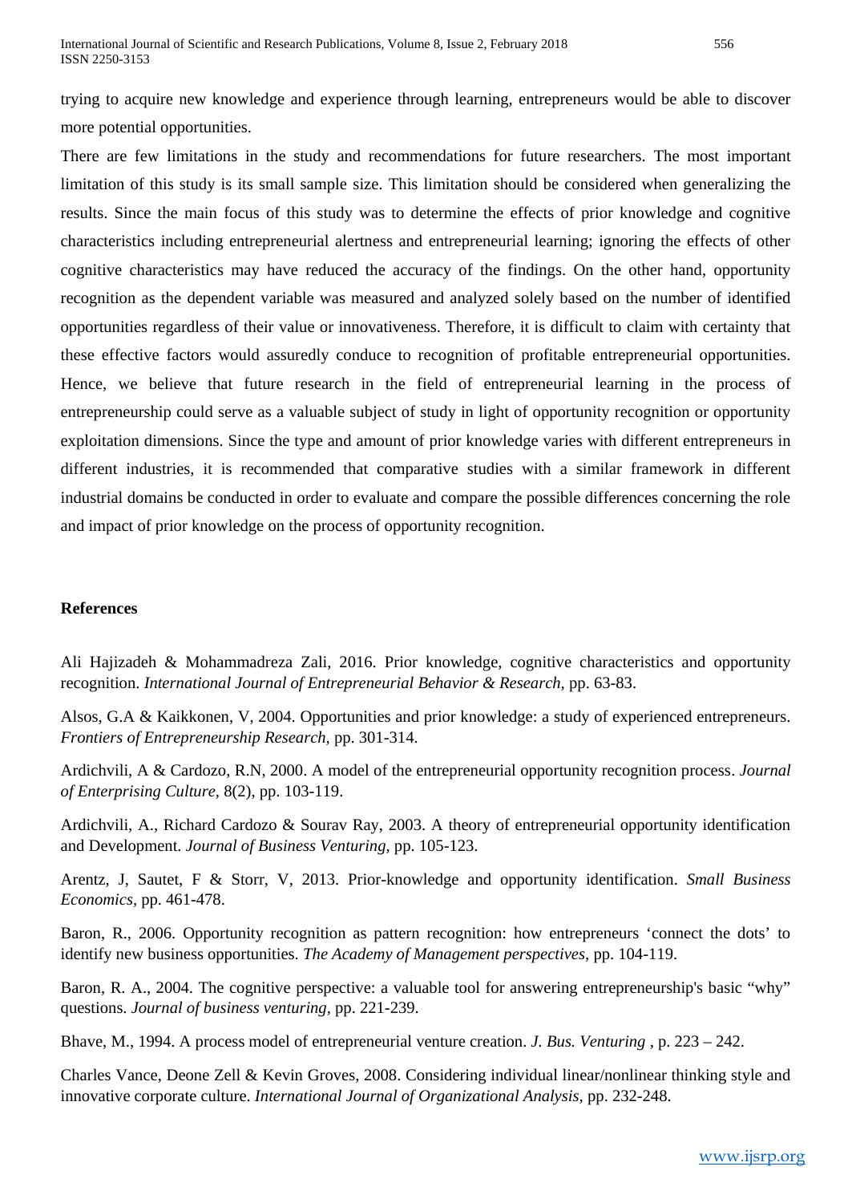trying to acquire new knowledge and experience through learning, entrepreneurs would be able to discover more potential opportunities.

There are few limitations in the study and recommendations for future researchers. The most important limitation of this study is its small sample size. This limitation should be considered when generalizing the results. Since the main focus of this study was to determine the effects of prior knowledge and cognitive characteristics including entrepreneurial alertness and entrepreneurial learning; ignoring the effects of other cognitive characteristics may have reduced the accuracy of the findings. On the other hand, opportunity recognition as the dependent variable was measured and analyzed solely based on the number of identified opportunities regardless of their value or innovativeness. Therefore, it is difficult to claim with certainty that these effective factors would assuredly conduce to recognition of profitable entrepreneurial opportunities. Hence, we believe that future research in the field of entrepreneurial learning in the process of entrepreneurship could serve as a valuable subject of study in light of opportunity recognition or opportunity exploitation dimensions. Since the type and amount of prior knowledge varies with different entrepreneurs in different industries, it is recommended that comparative studies with a similar framework in different industrial domains be conducted in order to evaluate and compare the possible differences concerning the role and impact of prior knowledge on the process of opportunity recognition.

## References

Ali Hajizadeh & Mohammadreza Zali, 2016. Prior knowledge, cognitive characteristics and opportunity recognition. *International Journal of Entrepreneurial Behavior & Research,* pp. 63-83.

Alsos, G.A & Kaikkonen, V, 2004. Opportunities and prior knowledge: a study of experienced entrepreneurs. *Frontiers of Entrepreneurship Research,* pp. 301-314.

Ardichvili, A & Cardozo, R.N, 2000. A model of the entrepreneurial opportunity recognition process. *Journal of Enterprising Culture,* 8(2), pp. 103-119.

Ardichvili, A., Richard Cardozo & Sourav Ray, 2003. A theory of entrepreneurial opportunity identification and Development. *Journal of Business Venturing,* pp. 105-123.

Arentz, J, Sautet, F & Storr, V, 2013. Prior-knowledge and opportunity identification. *Small Business Economics,* pp. 461-478.

Baron, R., 2006. Opportunity recognition as pattern recognition: how entrepreneurs 'connect the dots' to identify new business opportunities. *The Academy of Management perspectives,* pp. 104-119.

Baron, R. A., 2004. The cognitive perspective: a valuable tool for answering entrepreneurship's basic "why" questions. *Journal of business venturing,* pp. 221-239.

Bhave, M., 1994. A process model of entrepreneurial venture creation. *J. Bus. Venturing* , p. 223 – 242.

Charles Vance, Deone Zell & Kevin Groves, 2008. Considering individual linear/nonlinear thinking style and innovative corporate culture. *International Journal of Organizational Analysis,* pp. 232-248.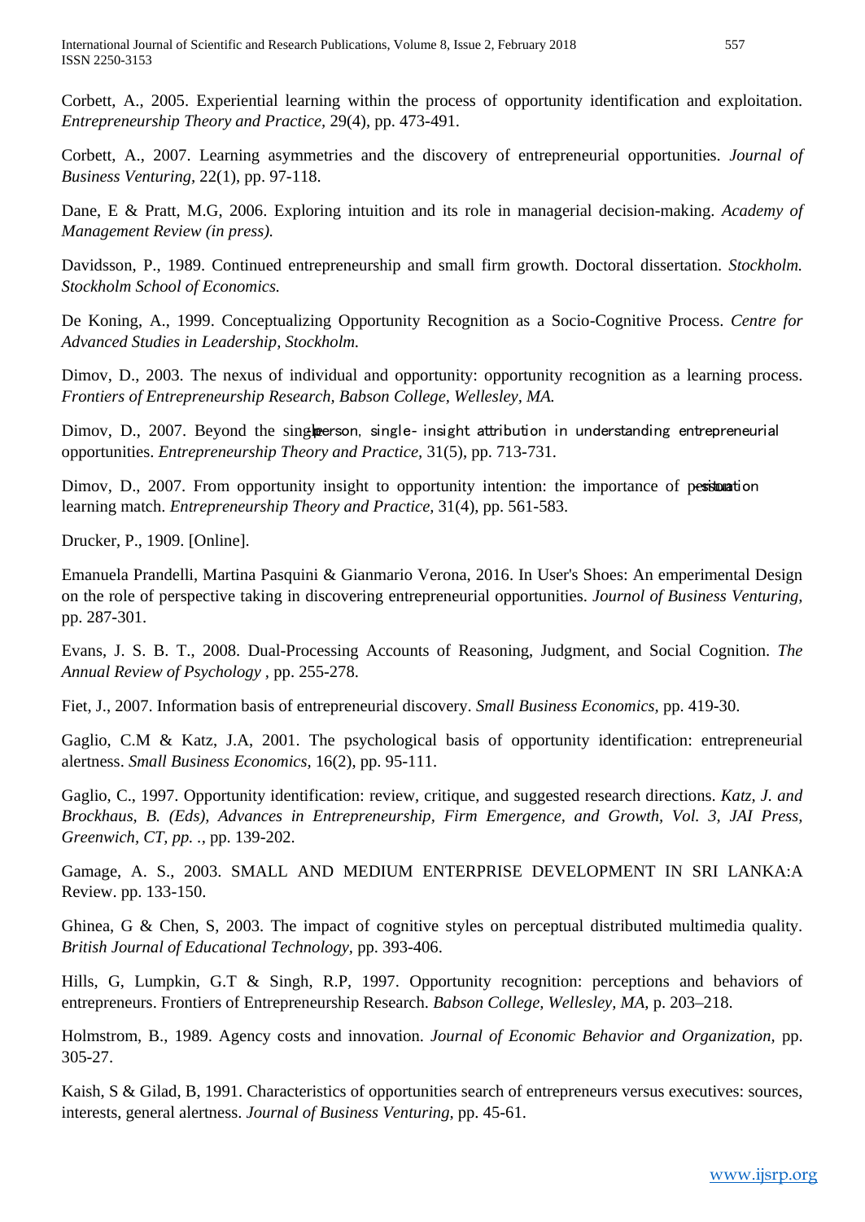Corbett, A., 2005. Experiential learning within the process of opportunity identification and exploitation. *Entrepreneurship Theory and Practice*, 29(4), pp. 473-491.

Corbett, A., 2007. Learning asymmetries and the discovery of entrepreneurial opportunities. *Journal of Business Venturing*, 22(1), pp. 97-118.

Dane, E & Pratt, M.G, 2006. Exploring intuition and its role in managerial decision-making. *Academy of Management Review (in press).*

Davidsson, P., 1989. Continued entrepreneurship and small firm growth. Doctoral dissertation. *Stockholm. Stockholm School of Economics.*

De Koning, A., 1999. Conceptualizing Opportunity Recognition as a Socio-Cognitive Process. *Centre for Advanced Studies in Leadership, Stockholm.*

Dimov, D., 2003. The nexus of individual and opportunity: opportunity recognition as a learning process. *Frontiers of Entrepreneurship Research, Babson College, Wellesley, MA.*

Dimov, D., 2007. Beyond the single-person, single- insight attribution in understanding entrepreneurial opportunities. *Entrepreneurship Theory and Practice*, 31(5), pp. 713-731.

Dimov, D., 2007. From opportunity insight to opportunity intention: the importance of person-situation learning match. *Entrepreneurship Theory and Practice*, 31(4), pp. 561-583.

Drucker, P., 1909. [Online].

Emanuela Prandelli, Martina Pasquini & Gianmario Verona, 2016. In User's Shoes: An emperimental Design on the role of perspective taking in discovering entrepreneurial opportunities. *Journol of Business Venturing*, pp. 287-301.

Evans, J. S. B. T., 2008. Dual-Processing Accounts of Reasoning, Judgment, and Social Cognition. *The Annual Review of Psychology* , pp. 255-278.

Fiet, J., 2007. Information basis of entrepreneurial discovery. *Small Business Economics*, pp. 419-30.

Gaglio, C.M & Katz, J.A, 2001. The psychological basis of opportunity identification: entrepreneurial alertness. *Small Business Economics*, 16(2), pp. 95-111.

Gaglio, C., 1997. Opportunity identification: review, critique, and suggested research directions. *Katz, J. and Brockhaus, B. (Eds), Advances in Entrepreneurship, Firm Emergence, and Growth, Vol. 3, JAI Press, Greenwich, CT, pp. .*, pp. 139-202.

Gamage, A. S., 2003. SMALL AND MEDIUM ENTERPRISE DEVELOPMENT IN SRI LANKA:A Review. pp. 133-150.

Ghinea, G & Chen, S, 2003. The impact of cognitive styles on perceptual distributed multimedia quality. *British Journal of Educational Technology*, pp. 393-406.

Hills, G, Lumpkin, G.T & Singh, R.P, 1997. Opportunity recognition: perceptions and behaviors of entrepreneurs. Frontiers of Entrepreneurship Research. *Babson College, Wellesley, MA*, p. 203–218.

Holmstrom, B., 1989. Agency costs and innovation. *Journal of Economic Behavior and Organization*, pp. 305-27.

Kaish, S & Gilad, B, 1991. Characteristics of opportunities search of entrepreneurs versus executives: sources, interests, general alertness. *Journal of Business Venturing*, pp. 45-61.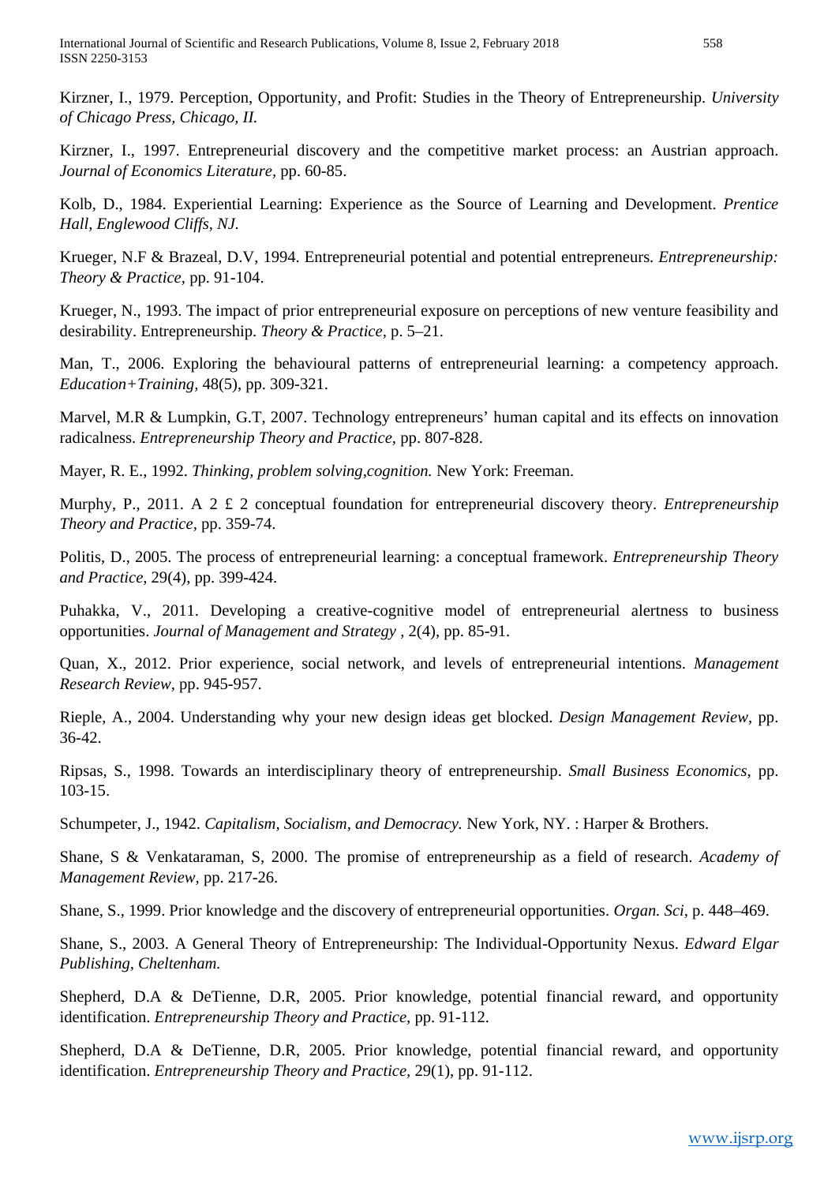Kirzner, I., 1979. Perception, Opportunity, and Profit: Studies in the Theory of Entrepreneurship. *University of Chicago Press, Chicago, II.*

Kirzner, I., 1997. Entrepreneurial discovery and the competitive market process: an Austrian approach. *Journal of Economics Literature,* pp. 60-85.

Kolb, D., 1984. Experiential Learning: Experience as the Source of Learning and Development. *Prentice Hall, Englewood Cliffs, NJ.*

Krueger, N.F & Brazeal, D.V, 1994. Entrepreneurial potential and potential entrepreneurs. *Entrepreneurship: Theory & Practice,* pp. 91-104.

Krueger, N., 1993. The impact of prior entrepreneurial exposure on perceptions of new venture feasibility and desirability. Entrepreneurship. *Theory & Practice,* p. 5–21.

Man, T., 2006. Exploring the behavioural patterns of entrepreneurial learning: a competency approach. *Education+Training,* 48(5), pp. 309-321.

Marvel, M.R & Lumpkin, G.T, 2007. Technology entrepreneurs' human capital and its effects on innovation radicalness. *Entrepreneurship Theory and Practice,* pp. 807-828.

Mayer, R. E., 1992. *Thinking, problem solving,cognition.* New York: Freeman.

Murphy, P., 2011. A 2 £ 2 conceptual foundation for entrepreneurial discovery theory. *Entrepreneurship Theory and Practice,* pp. 359-74.

Politis, D., 2005. The process of entrepreneurial learning: a conceptual framework. *Entrepreneurship Theory and Practice,* 29(4), pp. 399-424.

Puhakka, V., 2011. Developing a creative-cognitive model of entrepreneurial alertness to business opportunities. *Journal of Management and Strategy* , 2(4), pp. 85-91.

Quan, X., 2012. Prior experience, social network, and levels of entrepreneurial intentions. *Management Research Review,* pp. 945-957.

Rieple, A., 2004. Understanding why your new design ideas get blocked. *Design Management Review,* pp. 36-42.

Ripsas, S., 1998. Towards an interdisciplinary theory of entrepreneurship. *Small Business Economics,* pp. 103-15.

Schumpeter, J., 1942. *Capitalism, Socialism, and Democracy.* New York, NY. : Harper & Brothers.

Shane, S & Venkataraman, S, 2000. The promise of entrepreneurship as a field of research. *Academy of Management Review,* pp. 217-26.

Shane, S., 1999. Prior knowledge and the discovery of entrepreneurial opportunities. *Organ. Sci,* p. 448–469.

Shane, S., 2003. A General Theory of Entrepreneurship: The Individual-Opportunity Nexus. *Edward Elgar Publishing, Cheltenham.*

Shepherd, D.A & DeTienne, D.R, 2005. Prior knowledge, potential financial reward, and opportunity identification. *Entrepreneurship Theory and Practice,* pp. 91-112.

Shepherd, D.A & DeTienne, D.R, 2005. Prior knowledge, potential financial reward, and opportunity identification. *Entrepreneurship Theory and Practice,* 29(1), pp. 91-112.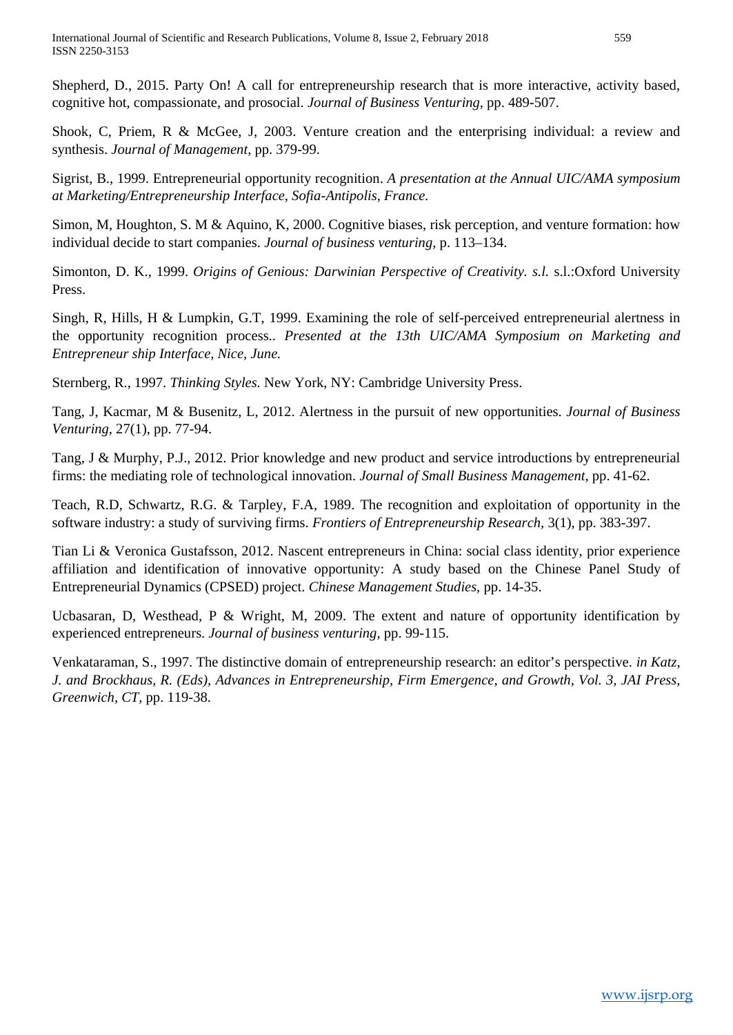Shepherd, D., 2015. Party On! A call for entrepreneurship research that is more interactive, activity based, cognitive hot, compassionate, and prosocial. *Journal of Business Venturing*, pp. 489-507.

Shook, C, Priem, R & McGee, J, 2003. Venture creation and the enterprising individual: a review and synthesis. *Journal of Management*, pp. 379-99.

Sigrist, B., 1999. Entrepreneurial opportunity recognition. *A presentation at the Annual UIC/AMA symposium at Marketing/Entrepreneurship Interface, Sofia-Antipolis, France.*

Simon, M, Houghton, S. M & Aquino, K, 2000. Cognitive biases, risk perception, and venture formation: how individual decide to start companies. *Journal of business venturing*, p. 113–134.

Simonton, D. K., 1999. *Origins of Genious: Darwinian Perspective of Creativity. s.l.* s.l.:Oxford University Press.

Singh, R, Hills, H & Lumpkin, G.T, 1999. Examining the role of self-perceived entrepreneurial alertness in the opportunity recognition process.. *Presented at the 13th UIC/AMA Symposium on Marketing and Entrepreneur ship Interface, Nice, June.*

Sternberg, R., 1997. *Thinking Styles.* New York, NY: Cambridge University Press.

Tang, J, Kacmar, M & Busenitz, L, 2012. Alertness in the pursuit of new opportunities. *Journal of Business Venturing*, 27(1), pp. 77-94.

Tang, J & Murphy, P.J., 2012. Prior knowledge and new product and service introductions by entrepreneurial firms: the mediating role of technological innovation. *Journal of Small Business Management*, pp. 41-62.

Teach, R.D, Schwartz, R.G. & Tarpley, F.A, 1989. The recognition and exploitation of opportunity in the software industry: a study of surviving firms. *Frontiers of Entrepreneurship Research,* 3(1), pp. 383-397.

Tian Li & Veronica Gustafsson, 2012. Nascent entrepreneurs in China: social class identity, prior experience affiliation and identification of innovative opportunity: A study based on the Chinese Panel Study of Entrepreneurial Dynamics (CPSED) project. *Chinese Management Studies*, pp. 14-35.

Ucbasaran, D, Westhead, P & Wright, M, 2009. The extent and nature of opportunity identification by experienced entrepreneurs. *Journal of business venturing*, pp. 99-115.

Venkataraman, S., 1997. The distinctive domain of entrepreneurship research: an editor's perspective. *in Katz, J. and Brockhaus, R. (Eds), Advances in Entrepreneurship, Firm Emergence, and Growth, Vol. 3, JAI Press, Greenwich, CT,* pp. 119-38.